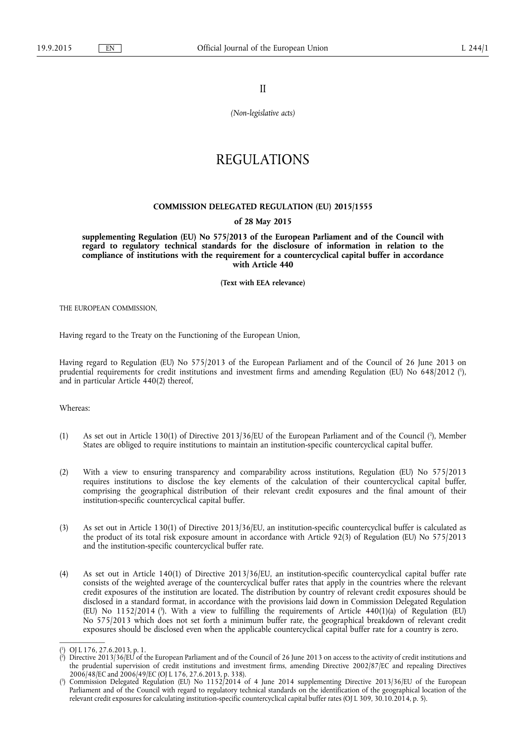II

*(Non-legislative acts)*

# REGULATIONS

## COMMISSION DELEGATED REGULATION (EU) 2015/1555

### of 28 May 2015

### supplementing Regulation (EU) No 575/2013 of the European Parliament and of the Council with regard to regulatory technical standards for the disclosure of information in relation to the compliance of institutions with the requirement for a countercyclical capital buffer in accordance with Article 440

**(Text with EEA relevance)**

THE EUROPEAN COMMISSION,

Having regard to the Treaty on the Functioning of the European Union,

Having regard to Regulation (EU) No 575/2013 of the European Parliament and of the Council of 26 June 2013 on prudential requirements for credit institutions and investment firms and amending Regulation (EU) No 648/2012 [1], and in particular Article 440(2) thereof,

Whereas:

(1) As set out in Article 130(1) of Directive 2013/36/EU of the European Parliament and of the Council [2], Member States are obliged to require institutions to maintain an institution-specific countercyclical capital buffer.

(2) With a view to ensuring transparency and comparability across institutions, Regulation (EU) No 575/2013 requires institutions to disclose the key elements of the calculation of their countercyclical capital buffer, comprising the geographical distribution of their relevant credit exposures and the final amount of their institution-specific countercyclical capital buffer.

(3) As set out in Article 130(1) of Directive 2013/36/EU, an institution-specific countercyclical buffer is calculated as the product of its total risk exposure amount in accordance with Article 92(3) of Regulation (EU) No 575/2013 and the institution-specific countercyclical buffer rate.

(4) As set out in Article 140(1) of Directive 2013/36/EU, an institution-specific countercyclical capital buffer rate consists of the weighted average of the countercyclical buffer rates that apply in the countries where the relevant credit exposures of the institution are located. The distribution by country of relevant credit exposures should be disclosed in a standard format, in accordance with the provisions laid down in Commission Delegated Regulation (EU) No 1152/2014 [3]. With a view to fulfilling the requirements of Article 440(1)(a) of Regulation (EU) No 575/2013 which does not set forth a minimum buffer rate, the geographical breakdown of relevant credit exposures should be disclosed even when the applicable countercyclical capital buffer rate for a country is zero.

---

[1] OJ L 176, 27.6.2013, p. 1.

[2] Directive 2013/36/EU of the European Parliament and of the Council of 26 June 2013 on access to the activity of credit institutions and the prudential supervision of credit institutions and investment firms, amending Directive 2002/87/EC and repealing Directives 2006/48/EC and 2006/49/EC (OJ L 176, 27.6.2013, p. 338).

[3] Commission Delegated Regulation (EU) No 1152/2014 of 4 June 2014 supplementing Directive 2013/36/EU of the European Parliament and of the Council with regard to regulatory technical standards on the identification of the geographical location of the relevant credit exposures for calculating institution-specific countercyclical capital buffer rates (OJ L 309, 30.10.2014, p. 5).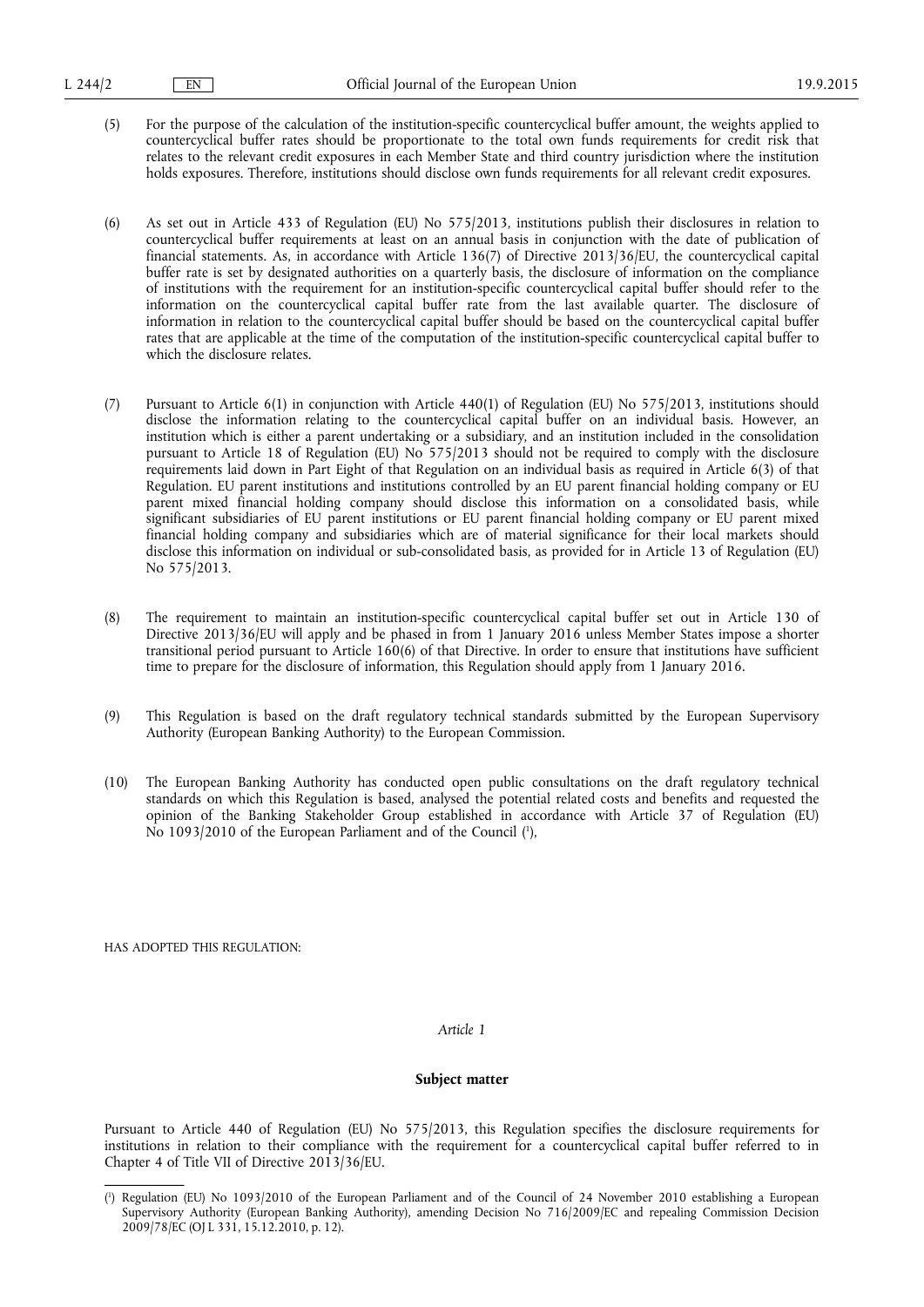(5) For the purpose of the calculation of the institution-specific countercyclical buffer amount, the weights applied to countercyclical buffer rates should be proportionate to the total own funds requirements for credit risk that relates to the relevant credit exposures in each Member State and third country jurisdiction where the institution holds exposures. Therefore, institutions should disclose own funds requirements for all relevant credit exposures.

(6) As set out in Article 433 of Regulation (EU) No 575/2013, institutions publish their disclosures in relation to countercyclical buffer requirements at least on an annual basis in conjunction with the date of publication of financial statements. As, in accordance with Article 136(7) of Directive 2013/36/EU, the countercyclical capital buffer rate is set by designated authorities on a quarterly basis, the disclosure of information on the compliance of institutions with the requirement for an institution-specific countercyclical capital buffer should refer to the information on the countercyclical capital buffer rate from the last available quarter. The disclosure of information in relation to the countercyclical capital buffer should be based on the countercyclical capital buffer rates that are applicable at the time of the computation of the institution-specific countercyclical capital buffer to which the disclosure relates.

(7) Pursuant to Article 6(1) in conjunction with Article 440(1) of Regulation (EU) No 575/2013, institutions should disclose the information relating to the countercyclical capital buffer on an individual basis. However, an institution which is either a parent undertaking or a subsidiary, and an institution included in the consolidation pursuant to Article 18 of Regulation (EU) No 575/2013 should not be required to comply with the disclosure requirements laid down in Part Eight of that Regulation on an individual basis as required in Article 6(3) of that Regulation. EU parent institutions and institutions controlled by an EU parent financial holding company or EU parent mixed financial holding company should disclose this information on a consolidated basis, while significant subsidiaries of EU parent institutions or EU parent financial holding company or EU parent mixed financial holding company and subsidiaries which are of material significance for their local markets should disclose this information on individual or sub-consolidated basis, as provided for in Article 13 of Regulation (EU) No 575/2013.

(8) The requirement to maintain an institution-specific countercyclical capital buffer set out in Article 130 of Directive 2013/36/EU will apply and be phased in from 1 January 2016 unless Member States impose a shorter transitional period pursuant to Article 160(6) of that Directive. In order to ensure that institutions have sufficient time to prepare for the disclosure of information, this Regulation should apply from 1 January 2016.

(9) This Regulation is based on the draft regulatory technical standards submitted by the European Supervisory Authority (European Banking Authority) to the European Commission.

(10) The European Banking Authority has conducted open public consultations on the draft regulatory technical standards on which this Regulation is based, analysed the potential related costs and benefits and requested the opinion of the Banking Stakeholder Group established in accordance with Article 37 of Regulation (EU) No 1093/2010 of the European Parliament and of the Council [1],

HAS ADOPTED THIS REGULATION:

*Article 1*

**Subject matter**

Pursuant to Article 440 of Regulation (EU) No 575/2013, this Regulation specifies the disclosure requirements for institutions in relation to their compliance with the requirement for a countercyclical capital buffer referred to in Chapter 4 of Title VII of Directive 2013/36/EU.

---

[1] Regulation (EU) No 1093/2010 of the European Parliament and of the Council of 24 November 2010 establishing a European Supervisory Authority (European Banking Authority), amending Decision No 716/2009/EC and repealing Commission Decision 2009/78/EC (OJ L 331, 15.12.2010, p. 12).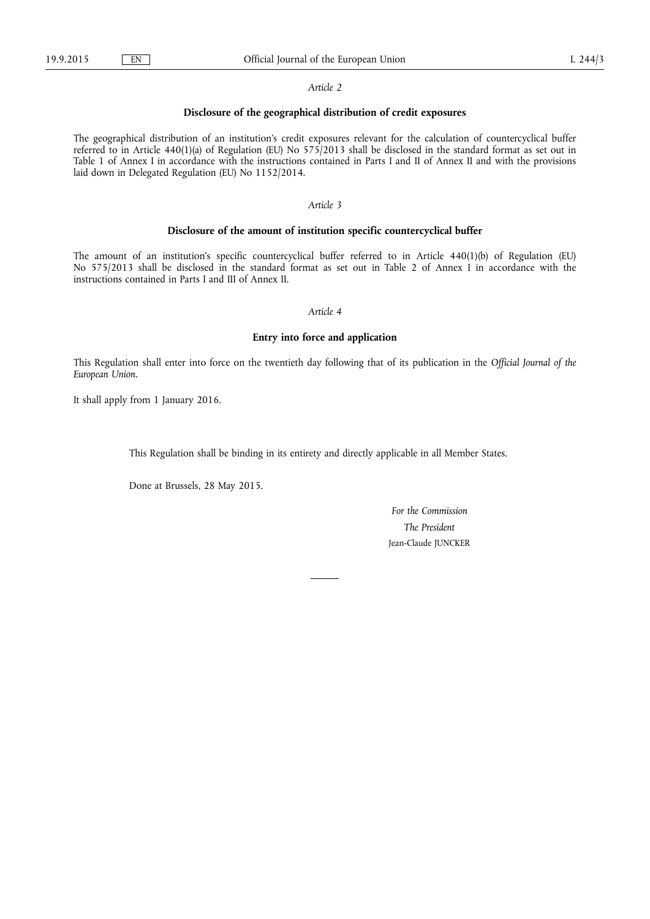*Article 2*

**Disclosure of the geographical distribution of credit exposures**

The geographical distribution of an institution's credit exposures relevant for the calculation of countercyclical buffer referred to in Article 440(1)(a) of Regulation (EU) No 575/2013 shall be disclosed in the standard format as set out in Table 1 of Annex I in accordance with the instructions contained in Parts I and II of Annex II and with the provisions laid down in Delegated Regulation (EU) No 1152/2014.

*Article 3*

**Disclosure of the amount of institution specific countercyclical buffer**

The amount of an institution's specific countercyclical buffer referred to in Article 440(1)(b) of Regulation (EU) No 575/2013 shall be disclosed in the standard format as set out in Table 2 of Annex I in accordance with the instructions contained in Parts I and III of Annex II.

*Article 4*

**Entry into force and application**

This Regulation shall enter into force on the twentieth day following that of its publication in the *Official Journal of the European Union*.

It shall apply from 1 January 2016.

This Regulation shall be binding in its entirety and directly applicable in all Member States.

Done at Brussels, 28 May 2015.

*For the Commission*

*The President*

Jean-Claude JUNCKER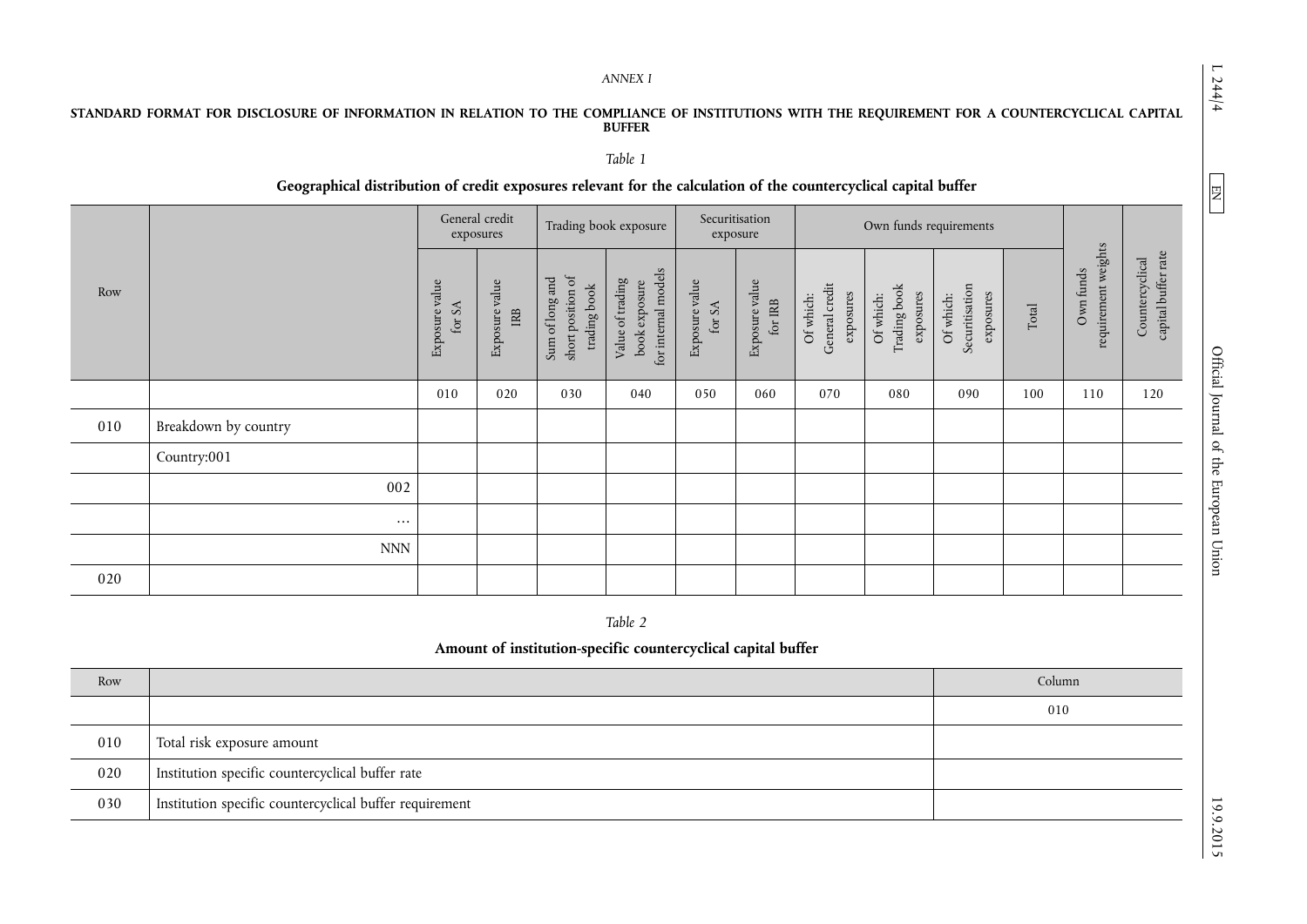*ANNEX I*

**STANDARD FORMAT FOR DISCLOSURE OF INFORMATION IN RELATION TO THE COMPLIANCE OF INSTITUTIONS WITH THE REQUIREMENT FOR A COUNTERCYCLICAL CAPITAL BUFFER**

*Table 1*

**Geographical distribution of credit exposures relevant for the calculation of the countercyclical capital buffer**

| Row | | General credit exposures | | Trading book exposure | | Securitisation exposure | | Own funds requirements | | | | Own funds requirement weights | Countercyclical capital buffer rate |
|---|---|---|---|---|---|---|---|---|---|---|---|---|---|
| | | Exposure value for SA | Exposure value IRB | Sum of long and short position of trading book | Value of trading book exposure for internal models | Exposure value for SA | Exposure value for IRB | Of which: General credit exposures | Of which: Trading book exposures | Of which: Securitisation exposures | Total | | |
| | | 010 | 020 | 030 | 040 | 050 | 060 | 070 | 080 | 090 | 100 | 110 | 120 |
| 010 | Breakdown by country | | | | | | | | | | | | |
| | Country:001 | | | | | | | | | | | | |
| | 002 | | | | | | | | | | | | |
| | … | | | | | | | | | | | | |
| | NNN | | | | | | | | | | | | |
| 020 | | | | | | | | | | | | | |

*Table 2*

**Amount of institution-specific countercyclical capital buffer**

| Row | | Column |
|---|---|---|
| | | 010 |
| 010 | Total risk exposure amount | |
| 020 | Institution specific countercyclical buffer rate | |
| 030 | Institution specific countercyclical buffer requirement | |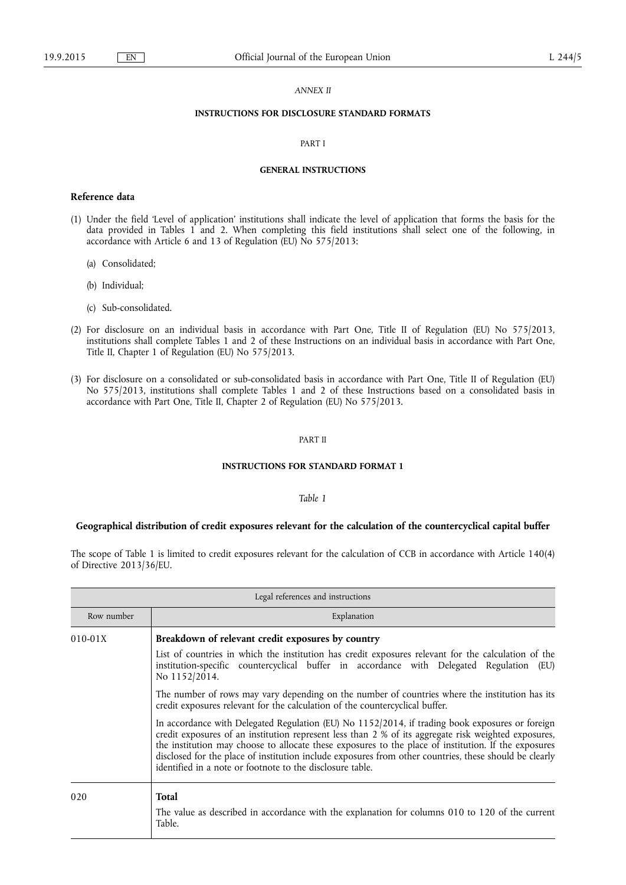*ANNEX II*

**INSTRUCTIONS FOR DISCLOSURE STANDARD FORMATS**

PART I

**GENERAL INSTRUCTIONS**

**Reference data**

(1) Under the field 'Level of application' institutions shall indicate the level of application that forms the basis for the data provided in Tables 1 and 2. When completing this field institutions shall select one of the following, in accordance with Article 6 and 13 of Regulation (EU) No 575/2013:

(a) Consolidated;

(b) Individual;

(c) Sub-consolidated.

(2) For disclosure on an individual basis in accordance with Part One, Title II of Regulation (EU) No 575/2013, institutions shall complete Tables 1 and 2 of these Instructions on an individual basis in accordance with Part One, Title II, Chapter 1 of Regulation (EU) No 575/2013.

(3) For disclosure on a consolidated or sub-consolidated basis in accordance with Part One, Title II of Regulation (EU) No 575/2013, institutions shall complete Tables 1 and 2 of these Instructions based on a consolidated basis in accordance with Part One, Title II, Chapter 2 of Regulation (EU) No 575/2013.

PART II

**INSTRUCTIONS FOR STANDARD FORMAT 1**

*Table 1*

**Geographical distribution of credit exposures relevant for the calculation of the countercyclical capital buffer**

The scope of Table 1 is limited to credit exposures relevant for the calculation of CCB in accordance with Article 140(4) of Directive 2013/36/EU.

| Legal references and instructions | |
|---|---|
| Row number | Explanation |
| 010-01X | **Breakdown of relevant credit exposures by country**<br><br>List of countries in which the institution has credit exposures relevant for the calculation of the institution-specific countercyclical buffer in accordance with Delegated Regulation (EU) No 1152/2014.<br><br>The number of rows may vary depending on the number of countries where the institution has its credit exposures relevant for the calculation of the countercyclical buffer.<br><br>In accordance with Delegated Regulation (EU) No 1152/2014, if trading book exposures or foreign credit exposures of an institution represent less than 2 % of its aggregate risk weighted exposures, the institution may choose to allocate these exposures to the place of institution. If the exposures disclosed for the place of institution include exposures from other countries, these should be clearly identified in a note or footnote to the disclosure table. |
| 020 | **Total**<br><br>The value as described in accordance with the explanation for columns 010 to 120 of the current Table. |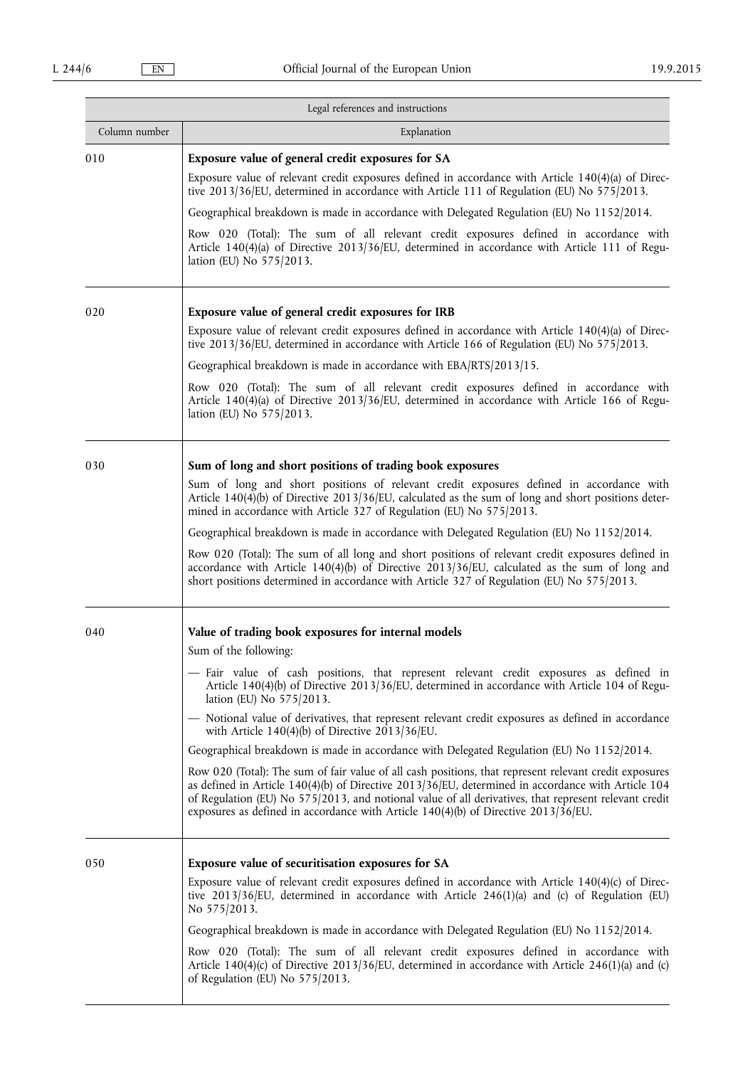| Legal references and instructions | |
|---|---|
| Column number | Explanation |
| 010 | **Exposure value of general credit exposures for SA**<br><br>Exposure value of relevant credit exposures defined in accordance with Article 140(4)(a) of Directive 2013/36/EU, determined in accordance with Article 111 of Regulation (EU) No 575/2013.<br><br>Geographical breakdown is made in accordance with Delegated Regulation (EU) No 1152/2014.<br><br>Row 020 (Total): The sum of all relevant credit exposures defined in accordance with Article 140(4)(a) of Directive 2013/36/EU, determined in accordance with Article 111 of Regulation (EU) No 575/2013. |
| 020 | **Exposure value of general credit exposures for IRB**<br><br>Exposure value of relevant credit exposures defined in accordance with Article 140(4)(a) of Directive 2013/36/EU, determined in accordance with Article 166 of Regulation (EU) No 575/2013.<br><br>Geographical breakdown is made in accordance with EBA/RTS/2013/15.<br><br>Row 020 (Total): The sum of all relevant credit exposures defined in accordance with Article 140(4)(a) of Directive 2013/36/EU, determined in accordance with Article 166 of Regulation (EU) No 575/2013. |
| 030 | **Sum of long and short positions of trading book exposures**<br><br>Sum of long and short positions of relevant credit exposures defined in accordance with Article 140(4)(b) of Directive 2013/36/EU, calculated as the sum of long and short positions determined in accordance with Article 327 of Regulation (EU) No 575/2013.<br><br>Geographical breakdown is made in accordance with Delegated Regulation (EU) No 1152/2014.<br><br>Row 020 (Total): The sum of all long and short positions of relevant credit exposures defined in accordance with Article 140(4)(b) of Directive 2013/36/EU, calculated as the sum of long and short positions determined in accordance with Article 327 of Regulation (EU) No 575/2013. |
| 040 | **Value of trading book exposures for internal models**<br><br>Sum of the following:<br><br>— Fair value of cash positions, that represent relevant credit exposures as defined in Article 140(4)(b) of Directive 2013/36/EU, determined in accordance with Article 104 of Regulation (EU) No 575/2013.<br><br>— Notional value of derivatives, that represent relevant credit exposures as defined in accordance with Article 140(4)(b) of Directive 2013/36/EU.<br><br>Geographical breakdown is made in accordance with Delegated Regulation (EU) No 1152/2014.<br><br>Row 020 (Total): The sum of fair value of all cash positions, that represent relevant credit exposures as defined in Article 140(4)(b) of Directive 2013/36/EU, determined in accordance with Article 104 of Regulation (EU) No 575/2013, and notional value of all derivatives, that represent relevant credit exposures as defined in accordance with Article 140(4)(b) of Directive 2013/36/EU. |
| 050 | **Exposure value of securitisation exposures for SA**<br><br>Exposure value of relevant credit exposures defined in accordance with Article 140(4)(c) of Directive 2013/36/EU, determined in accordance with Article 246(1)(a) and (c) of Regulation (EU) No 575/2013.<br><br>Geographical breakdown is made in accordance with Delegated Regulation (EU) No 1152/2014.<br><br>Row 020 (Total): The sum of all relevant credit exposures defined in accordance with Article 140(4)(c) of Directive 2013/36/EU, determined in accordance with Article 246(1)(a) and (c) of Regulation (EU) No 575/2013. |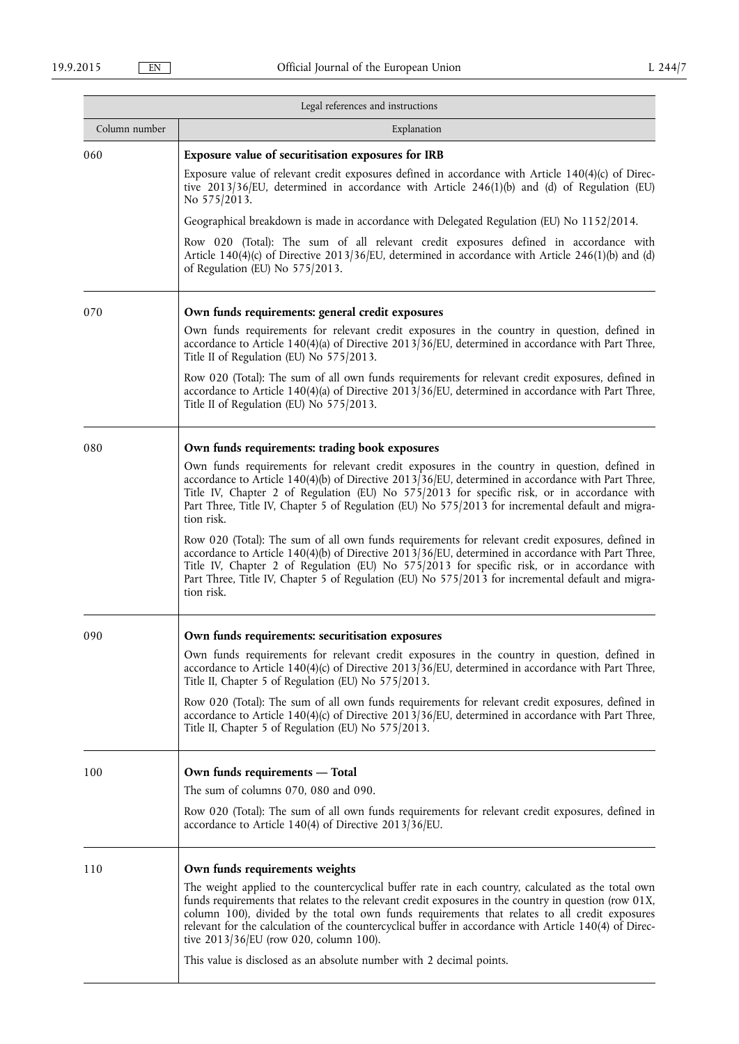| Legal references and instructions | |
|---|---|
| Column number | Explanation |
| 060 | **Exposure value of securitisation exposures for IRB**<br><br>Exposure value of relevant credit exposures defined in accordance with Article 140(4)(c) of Directive 2013/36/EU, determined in accordance with Article 246(1)(b) and (d) of Regulation (EU) No 575/2013.<br><br>Geographical breakdown is made in accordance with Delegated Regulation (EU) No 1152/2014.<br><br>Row 020 (Total): The sum of all relevant credit exposures defined in accordance with Article 140(4)(c) of Directive 2013/36/EU, determined in accordance with Article 246(1)(b) and (d) of Regulation (EU) No 575/2013. |
| 070 | **Own funds requirements: general credit exposures**<br><br>Own funds requirements for relevant credit exposures in the country in question, defined in accordance to Article 140(4)(a) of Directive 2013/36/EU, determined in accordance with Part Three, Title II of Regulation (EU) No 575/2013.<br><br>Row 020 (Total): The sum of all own funds requirements for relevant credit exposures, defined in accordance to Article 140(4)(a) of Directive 2013/36/EU, determined in accordance with Part Three, Title II of Regulation (EU) No 575/2013. |
| 080 | **Own funds requirements: trading book exposures**<br><br>Own funds requirements for relevant credit exposures in the country in question, defined in accordance to Article 140(4)(b) of Directive 2013/36/EU, determined in accordance with Part Three, Title IV, Chapter 2 of Regulation (EU) No 575/2013 for specific risk, or in accordance with Part Three, Title IV, Chapter 5 of Regulation (EU) No 575/2013 for incremental default and migration risk.<br><br>Row 020 (Total): The sum of all own funds requirements for relevant credit exposures, defined in accordance to Article 140(4)(b) of Directive 2013/36/EU, determined in accordance with Part Three, Title IV, Chapter 2 of Regulation (EU) No 575/2013 for specific risk, or in accordance with Part Three, Title IV, Chapter 5 of Regulation (EU) No 575/2013 for incremental default and migration risk. |
| 090 | **Own funds requirements: securitisation exposures**<br><br>Own funds requirements for relevant credit exposures in the country in question, defined in accordance to Article 140(4)(c) of Directive 2013/36/EU, determined in accordance with Part Three, Title II, Chapter 5 of Regulation (EU) No 575/2013.<br><br>Row 020 (Total): The sum of all own funds requirements for relevant credit exposures, defined in accordance to Article 140(4)(c) of Directive 2013/36/EU, determined in accordance with Part Three, Title II, Chapter 5 of Regulation (EU) No 575/2013. |
| 100 | **Own funds requirements — Total**<br><br>The sum of columns 070, 080 and 090.<br><br>Row 020 (Total): The sum of all own funds requirements for relevant credit exposures, defined in accordance to Article 140(4) of Directive 2013/36/EU. |
| 110 | **Own funds requirements weights**<br><br>The weight applied to the countercyclical buffer rate in each country, calculated as the total own funds requirements that relates to the relevant credit exposures in the country in question (row 01X, column 100), divided by the total own funds requirements that relates to all credit exposures relevant for the calculation of the countercyclical buffer in accordance with Article 140(4) of Directive 2013/36/EU (row 020, column 100).<br><br>This value is disclosed as an absolute number with 2 decimal points. |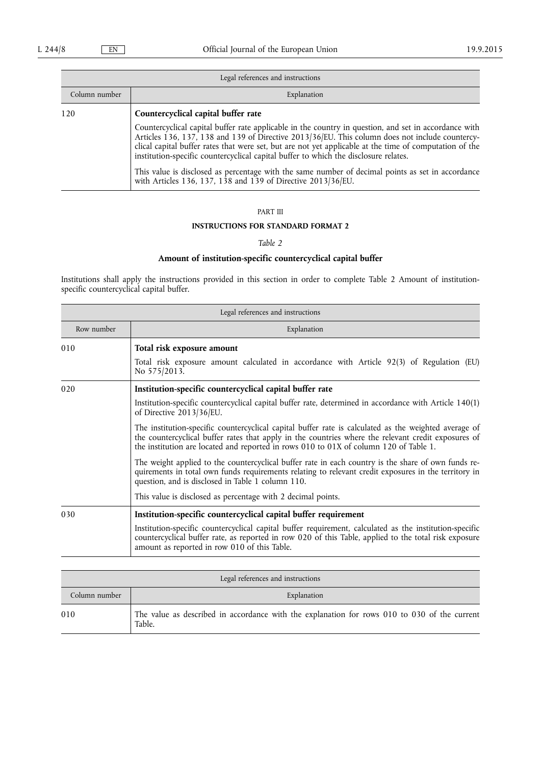| Legal references and instructions | |
|---|---|
| Column number | Explanation |
| 120 | **Countercyclical capital buffer rate**<br><br>Countercyclical capital buffer rate applicable in the country in question, and set in accordance with Articles 136, 137, 138 and 139 of Directive 2013/36/EU. This column does not include countercyclical capital buffer rates that were set, but are not yet applicable at the time of computation of the institution-specific countercyclical capital buffer to which the disclosure relates.<br><br>This value is disclosed as percentage with the same number of decimal points as set in accordance with Articles 136, 137, 138 and 139 of Directive 2013/36/EU. |

PART III

## INSTRUCTIONS FOR STANDARD FORMAT 2

*Table 2*

### Amount of institution-specific countercyclical capital buffer

Institutions shall apply the instructions provided in this section in order to complete Table 2 Amount of institution-specific countercyclical capital buffer.

| Legal references and instructions | |
|---|---|
| Row number | Explanation |
| 010 | **Total risk exposure amount**<br><br>Total risk exposure amount calculated in accordance with Article 92(3) of Regulation (EU) No 575/2013. |
| 020 | **Institution-specific countercyclical capital buffer rate**<br><br>Institution-specific countercyclical capital buffer rate, determined in accordance with Article 140(1) of Directive 2013/36/EU.<br><br>The institution-specific countercyclical capital buffer rate is calculated as the weighted average of the countercyclical buffer rates that apply in the countries where the relevant credit exposures of the institution are located and reported in rows 010 to 01X of column 120 of Table 1.<br><br>The weight applied to the countercyclical buffer rate in each country is the share of own funds requirements in total own funds requirements relating to relevant credit exposures in the territory in question, and is disclosed in Table 1 column 110.<br><br>This value is disclosed as percentage with 2 decimal points. |
| 030 | **Institution-specific countercyclical capital buffer requirement**<br><br>Institution-specific countercyclical capital buffer requirement, calculated as the institution-specific countercyclical buffer rate, as reported in row 020 of this Table, applied to the total risk exposure amount as reported in row 010 of this Table. |

| Legal references and instructions | |
|---|---|
| Column number | Explanation |
| 010 | The value as described in accordance with the explanation for rows 010 to 030 of the current Table. |